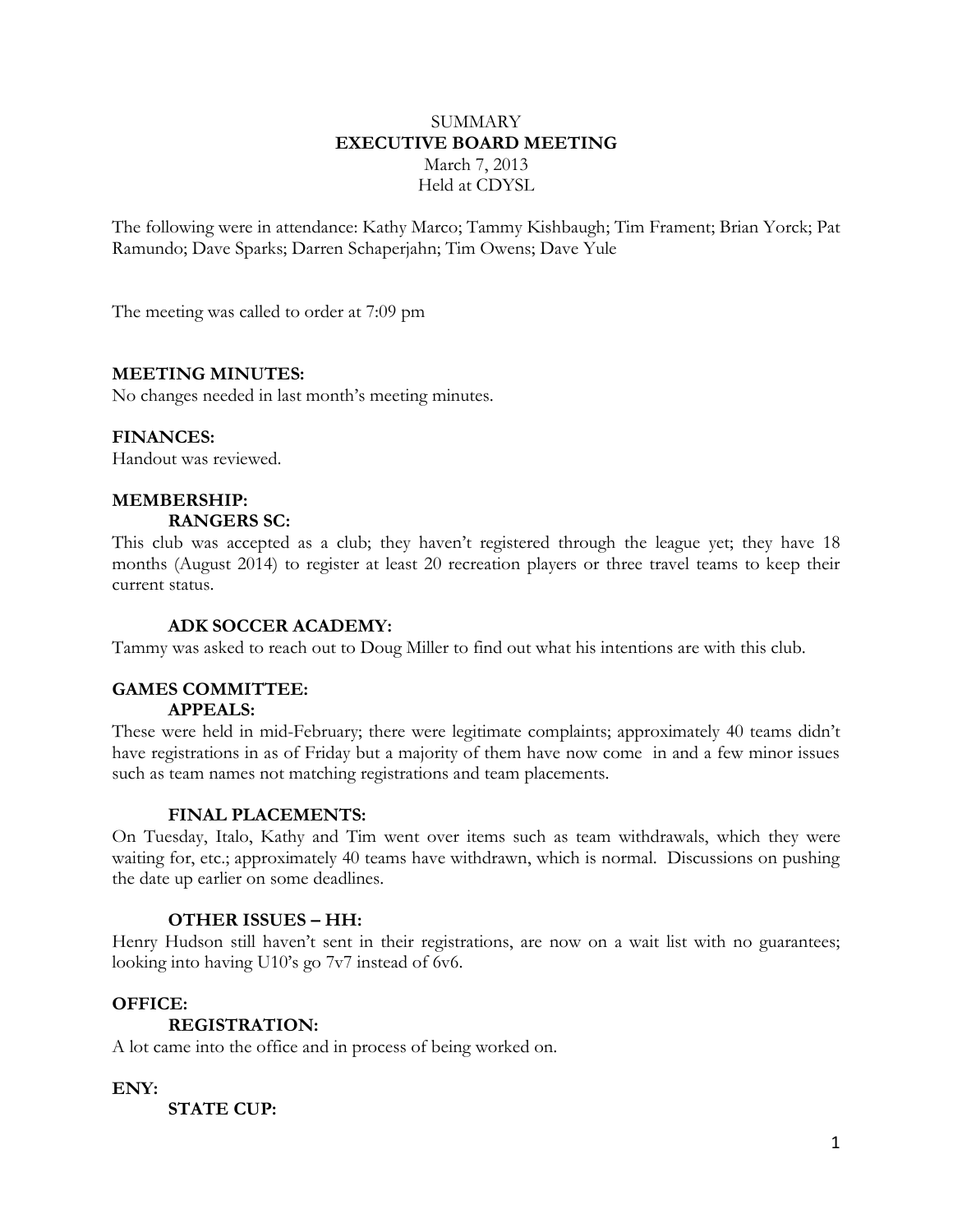SUMMARY

**EXECUTIVE BOARD MEETING**

March 7, 2013

Held at CDYSL

The following were in attendance: Kathy Marco; Tammy Kishbaugh; Tim Frament; Brian Yorck; Pat Ramundo; Dave Sparks; Darren Schaperjahn; Tim Owens; Dave Yule

The meeting was called to order at 7:09 pm

**MEETING MINUTES:**

No changes needed in last month's meeting minutes.

**FINANCES:**

Handout was reviewed.

**MEMBERSHIP:**

**RANGERS SC:**

This club was accepted as a club; they haven't registered through the league yet; they have 18 months (August 2014) to register at least 20 recreation players or three travel teams to keep their current status.

**ADK SOCCER ACADEMY:**

Tammy was asked to reach out to Doug Miller to find out what his intentions are with this club.

**GAMES COMMITTEE:**

**APPEALS:**

These were held in mid-February; there were legitimate complaints; approximately 40 teams didn't have registrations in as of Friday but a majority of them have now come in and a few minor issues such as team names not matching registrations and team placements.

**FINAL PLACEMENTS:**

On Tuesday, Italo, Kathy and Tim went over items such as team withdrawals, which they were waiting for, etc.; approximately 40 teams have withdrawn, which is normal. Discussions on pushing the date up earlier on some deadlines.

**OTHER ISSUES – HH:**

Henry Hudson still haven't sent in their registrations, are now on a wait list with no guarantees; looking into having U10's go 7v7 instead of 6v6.

**OFFICE:**

**REGISTRATION:**

A lot came into the office and in process of being worked on.

**ENY:**

**STATE CUP:**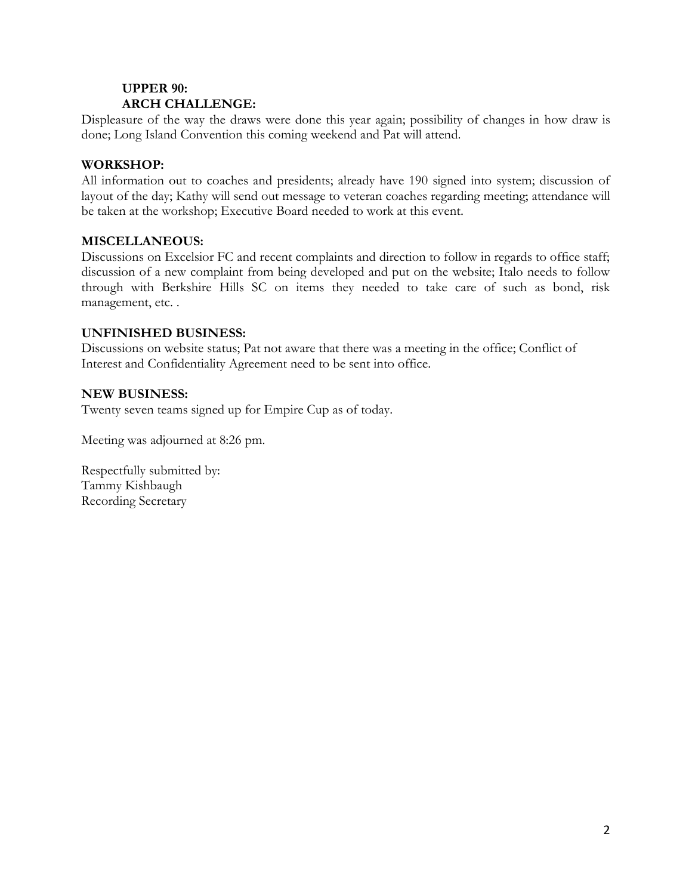**UPPER 90:**

**ARCH CHALLENGE:**

Displeasure of the way the draws were done this year again; possibility of changes in how draw is done; Long Island Convention this coming weekend and Pat will attend.

**WORKSHOP:**

All information out to coaches and presidents; already have 190 signed into system; discussion of layout of the day; Kathy will send out message to veteran coaches regarding meeting; attendance will be taken at the workshop; Executive Board needed to work at this event.

**MISCELLANEOUS:**

Discussions on Excelsior FC and recent complaints and direction to follow in regards to office staff; discussion of a new complaint from being developed and put on the website; Italo needs to follow through with Berkshire Hills SC on items they needed to take care of such as bond, risk management, etc. .

**UNFINISHED BUSINESS:**

Discussions on website status; Pat not aware that there was a meeting in the office; Conflict of Interest and Confidentiality Agreement need to be sent into office.

**NEW BUSINESS:**

Twenty seven teams signed up for Empire Cup as of today.

Meeting was adjourned at 8:26 pm.

Respectfully submitted by:
Tammy Kishbaugh
Recording Secretary